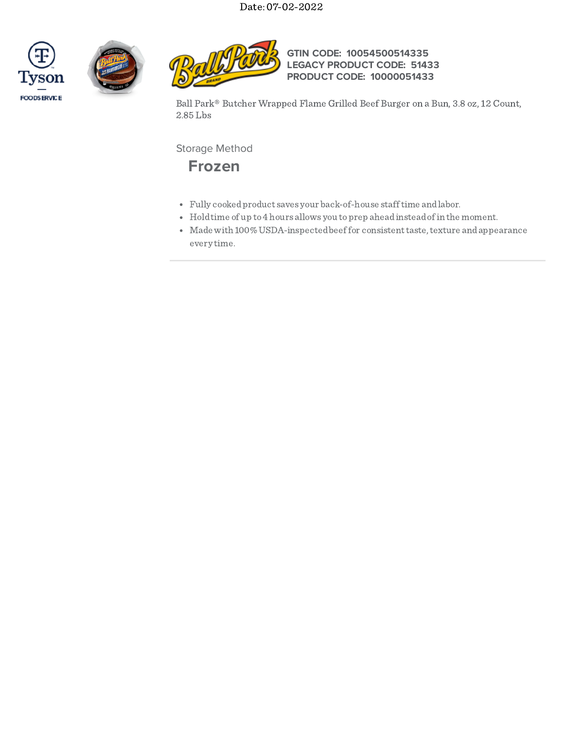Date: 07-02-2022

GTIN CODE: 10054500514335
LEGACY PRODUCT CODE: 51433
PRODUCT CODE: 10000051433

Ball Park® Butcher Wrapped Flame Grilled Beef Burger on a Bun, 3.8 oz, 12 Count, 2.85 Lbs

Storage Method

## Frozen

- Fully cooked product saves your back-of-house staff time and labor.
- Hold time of up to 4 hours allows you to prep ahead instead of in the moment.
- Made with 100% USDA-inspected beef for consistent taste, texture and appearance every time.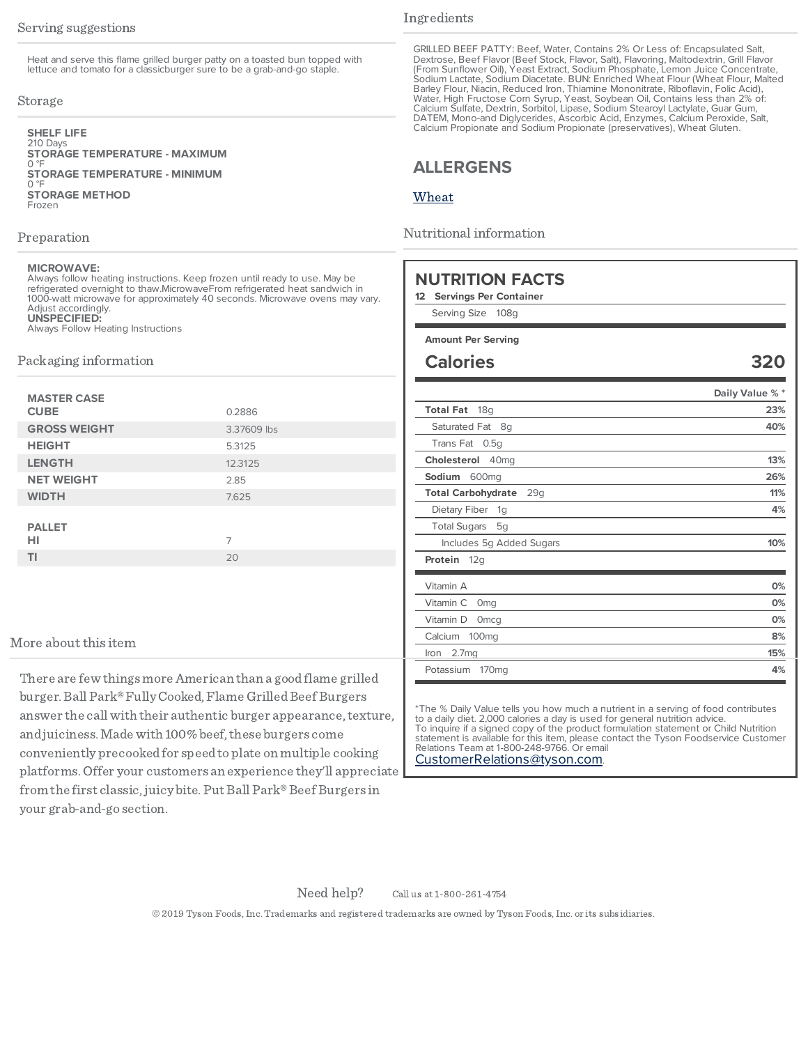## Serving suggestions

Heat and serve this flame grilled burger patty on a toasted bun topped with lettuce and tomato for a classicburger sure to be a grab-and-go staple.

## Storage

**SHELF LIFE**
210 Days
**STORAGE TEMPERATURE - MAXIMUM**
0 °F
**STORAGE TEMPERATURE - MINIMUM**
0 °F
**STORAGE METHOD**
Frozen

## Preparation

**MICROWAVE:**
Always follow heating instructions. Keep frozen until ready to use. May be refrigerated overnight to thaw.MicrowaveFrom refrigerated heat sandwich in 1000-watt microwave for approximately 40 seconds. Microwave ovens may vary. Adjust accordingly.
**UNSPECIFIED:**
Always Follow Heating Instructions

## Packaging information

| | |
|---|---|
| **MASTER CASE** | |
| **CUBE** | 0.2886 |
| **GROSS WEIGHT** | 3.37609 lbs |
| **HEIGHT** | 5.3125 |
| **LENGTH** | 12.3125 |
| **NET WEIGHT** | 2.85 |
| **WIDTH** | 7.625 |
| **PALLET** | |
| **HI** | 7 |
| **TI** | 20 |

## More about this item

There are few things more American than a good flame grilled burger. Ball Park® Fully Cooked, Flame Grilled Beef Burgers answer the call with their authentic burger appearance, texture, and juiciness. Made with 100% beef, these burgers come conveniently precooked for speed to plate on multiple cooking platforms. Offer your customers an experience they'll appreciate from the first classic, juicy bite. Put Ball Park® Beef Burgers in your grab-and-go section.

## Ingredients

GRILLED BEEF PATTY: Beef, Water, Contains 2% Or Less of: Encapsulated Salt, Dextrose, Beef Flavor (Beef Stock, Flavor, Salt), Flavoring, Maltodextrin, Grill Flavor (From Sunflower Oil), Yeast Extract, Sodium Phosphate, Lemon Juice Concentrate, Sodium Lactate, Sodium Diacetate. BUN: Enriched Wheat Flour (Wheat Flour, Malted Barley Flour, Niacin, Reduced Iron, Thiamine Mononitrate, Riboflavin, Folic Acid), Water, High Fructose Corn Syrup, Yeast, Soybean Oil, Contains less than 2% of: Calcium Sulfate, Dextrin, Sorbitol, Lipase, Sodium Stearoyl Lactylate, Guar Gum, DATEM, Mono-and Diglycerides, Ascorbic Acid, Enzymes, Calcium Peroxide, Salt, Calcium Propionate and Sodium Propionate (preservatives), Wheat Gluten.

## ALLERGENS

Wheat

## Nutritional information

### NUTRITION FACTS

**12 Servings Per Container**
Serving Size 108g

**Amount Per Serving**
**Calories 320**

| | Daily Value % * |
|---|---|
| **Total Fat** 18g | 23% |
| Saturated Fat 8g | 40% |
| Trans Fat 0.5g | |
| **Cholesterol** 40mg | 13% |
| **Sodium** 600mg | 26% |
| **Total Carbohydrate** 29g | 11% |
| Dietary Fiber 1g | 4% |
| Total Sugars 5g | |
| Includes 5g Added Sugars | 10% |
| **Protein** 12g | |
| Vitamin A | 0% |
| Vitamin C 0mg | 0% |
| Vitamin D 0mcg | 0% |
| Calcium 100mg | 8% |
| Iron 2.7mg | 15% |
| Potassium 170mg | 4% |

*The % Daily Value tells you how much a nutrient in a serving of food contributes to a daily diet. 2,000 calories a day is used for general nutrition advice.
To inquire if a signed copy of the product formulation statement or Child Nutrition statement is available for this item, please contact the Tyson Foodservice Customer Relations Team at 1-800-248-9766. Or email CustomerRelations@tyson.com.

Need help? Call us at 1-800-261-4754

© 2019 Tyson Foods, Inc. Trademarks and registered trademarks are owned by Tyson Foods, Inc. or its subsidiaries.